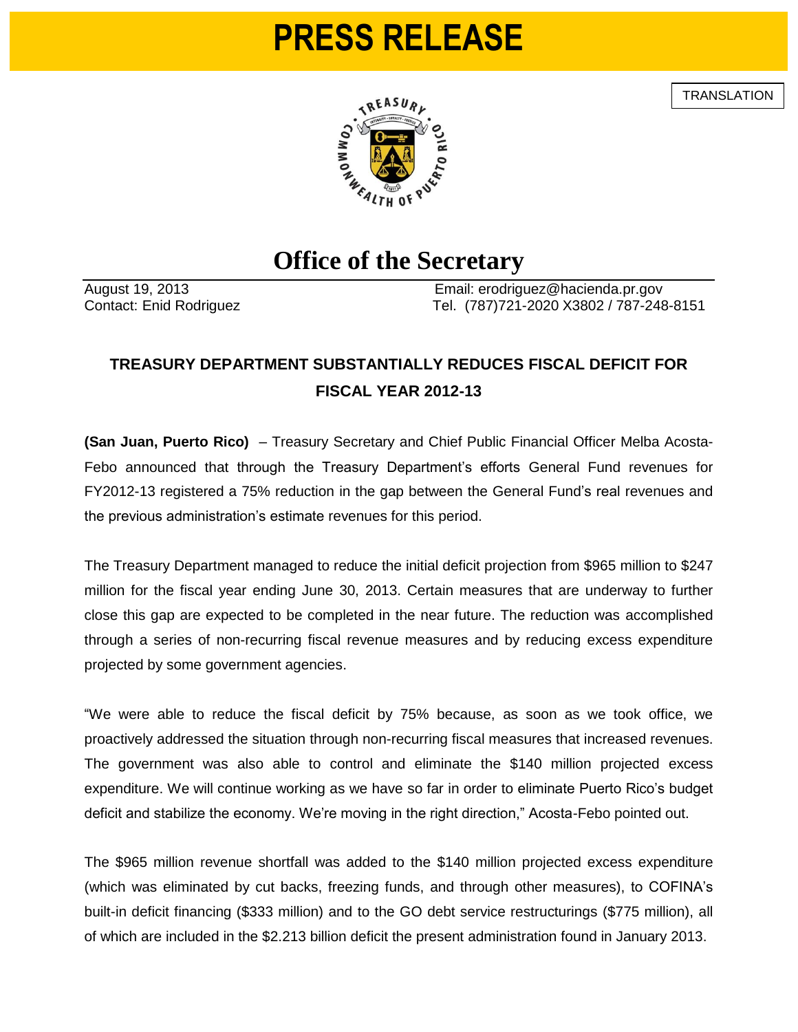# PRESS RELEASE

TRANSLATION

## Office of the Secretary

August 19, 2013
Contact: Enid Rodriguez

Email: erodriguez@hacienda.pr.gov
Tel. (787)721-2020 X3802 / 787-248-8151

### TREASURY DEPARTMENT SUBSTANTIALLY REDUCES FISCAL DEFICIT FOR FISCAL YEAR 2012-13

**(San Juan, Puerto Rico)** – Treasury Secretary and Chief Public Financial Officer Melba Acosta-Febo announced that through the Treasury Department's efforts General Fund revenues for FY2012-13 registered a 75% reduction in the gap between the General Fund's real revenues and the previous administration's estimate revenues for this period.

The Treasury Department managed to reduce the initial deficit projection from $965 million to $247 million for the fiscal year ending June 30, 2013. Certain measures that are underway to further close this gap are expected to be completed in the near future. The reduction was accomplished through a series of non-recurring fiscal revenue measures and by reducing excess expenditure projected by some government agencies.

"We were able to reduce the fiscal deficit by 75% because, as soon as we took office, we proactively addressed the situation through non-recurring fiscal measures that increased revenues. The government was also able to control and eliminate the $140 million projected excess expenditure. We will continue working as we have so far in order to eliminate Puerto Rico's budget deficit and stabilize the economy. We're moving in the right direction," Acosta-Febo pointed out.

The $965 million revenue shortfall was added to the $140 million projected excess expenditure (which was eliminated by cut backs, freezing funds, and through other measures), to COFINA's built-in deficit financing ($333 million) and to the GO debt service restructurings ($775 million), all of which are included in the $2.213 billion deficit the present administration found in January 2013.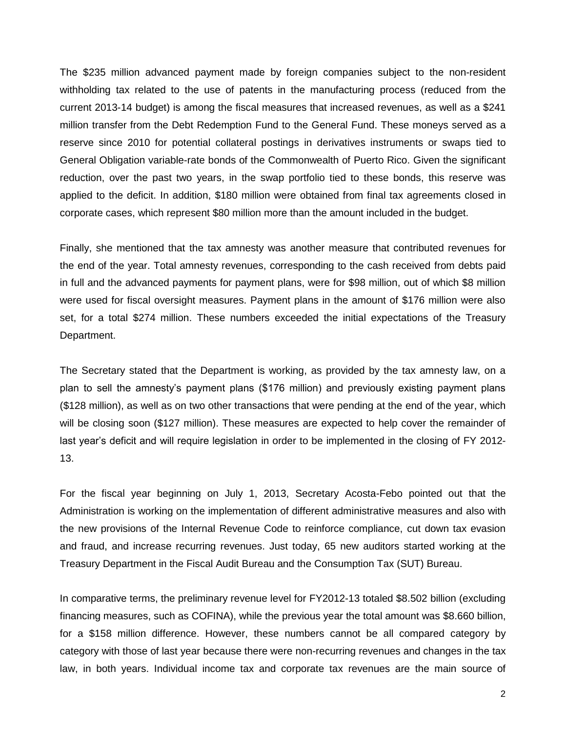The $235 million advanced payment made by foreign companies subject to the non-resident withholding tax related to the use of patents in the manufacturing process (reduced from the current 2013-14 budget) is among the fiscal measures that increased revenues, as well as a $241 million transfer from the Debt Redemption Fund to the General Fund. These moneys served as a reserve since 2010 for potential collateral postings in derivatives instruments or swaps tied to General Obligation variable-rate bonds of the Commonwealth of Puerto Rico. Given the significant reduction, over the past two years, in the swap portfolio tied to these bonds, this reserve was applied to the deficit. In addition, $180 million were obtained from final tax agreements closed in corporate cases, which represent $80 million more than the amount included in the budget.

Finally, she mentioned that the tax amnesty was another measure that contributed revenues for the end of the year. Total amnesty revenues, corresponding to the cash received from debts paid in full and the advanced payments for payment plans, were for $98 million, out of which $8 million were used for fiscal oversight measures. Payment plans in the amount of $176 million were also set, for a total $274 million. These numbers exceeded the initial expectations of the Treasury Department.

The Secretary stated that the Department is working, as provided by the tax amnesty law, on a plan to sell the amnesty's payment plans ($176 million) and previously existing payment plans ($128 million), as well as on two other transactions that were pending at the end of the year, which will be closing soon ($127 million). These measures are expected to help cover the remainder of last year's deficit and will require legislation in order to be implemented in the closing of FY 2012-13.

For the fiscal year beginning on July 1, 2013, Secretary Acosta-Febo pointed out that the Administration is working on the implementation of different administrative measures and also with the new provisions of the Internal Revenue Code to reinforce compliance, cut down tax evasion and fraud, and increase recurring revenues. Just today, 65 new auditors started working at the Treasury Department in the Fiscal Audit Bureau and the Consumption Tax (SUT) Bureau.

In comparative terms, the preliminary revenue level for FY2012-13 totaled $8.502 billion (excluding financing measures, such as COFINA), while the previous year the total amount was $8.660 billion, for a $158 million difference. However, these numbers cannot be all compared category by category with those of last year because there were non-recurring revenues and changes in the tax law, in both years. Individual income tax and corporate tax revenues are the main source of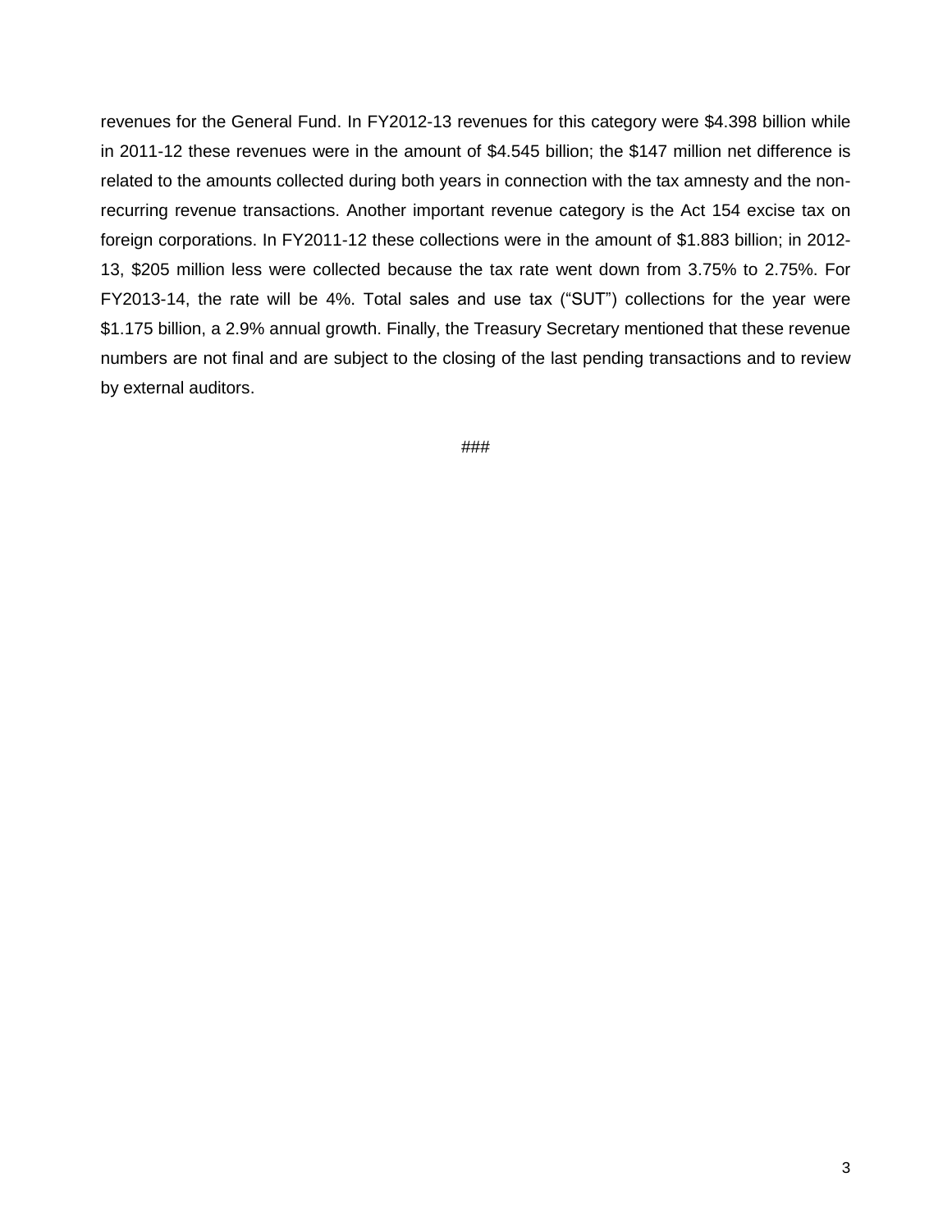revenues for the General Fund. In FY2012-13 revenues for this category were $4.398 billion while in 2011-12 these revenues were in the amount of $4.545 billion; the $147 million net difference is related to the amounts collected during both years in connection with the tax amnesty and the non-recurring revenue transactions. Another important revenue category is the Act 154 excise tax on foreign corporations. In FY2011-12 these collections were in the amount of $1.883 billion; in 2012-13, $205 million less were collected because the tax rate went down from 3.75% to 2.75%. For FY2013-14, the rate will be 4%. Total sales and use tax ("SUT") collections for the year were $1.175 billion, a 2.9% annual growth. Finally, the Treasury Secretary mentioned that these revenue numbers are not final and are subject to the closing of the last pending transactions and to review by external auditors.

###